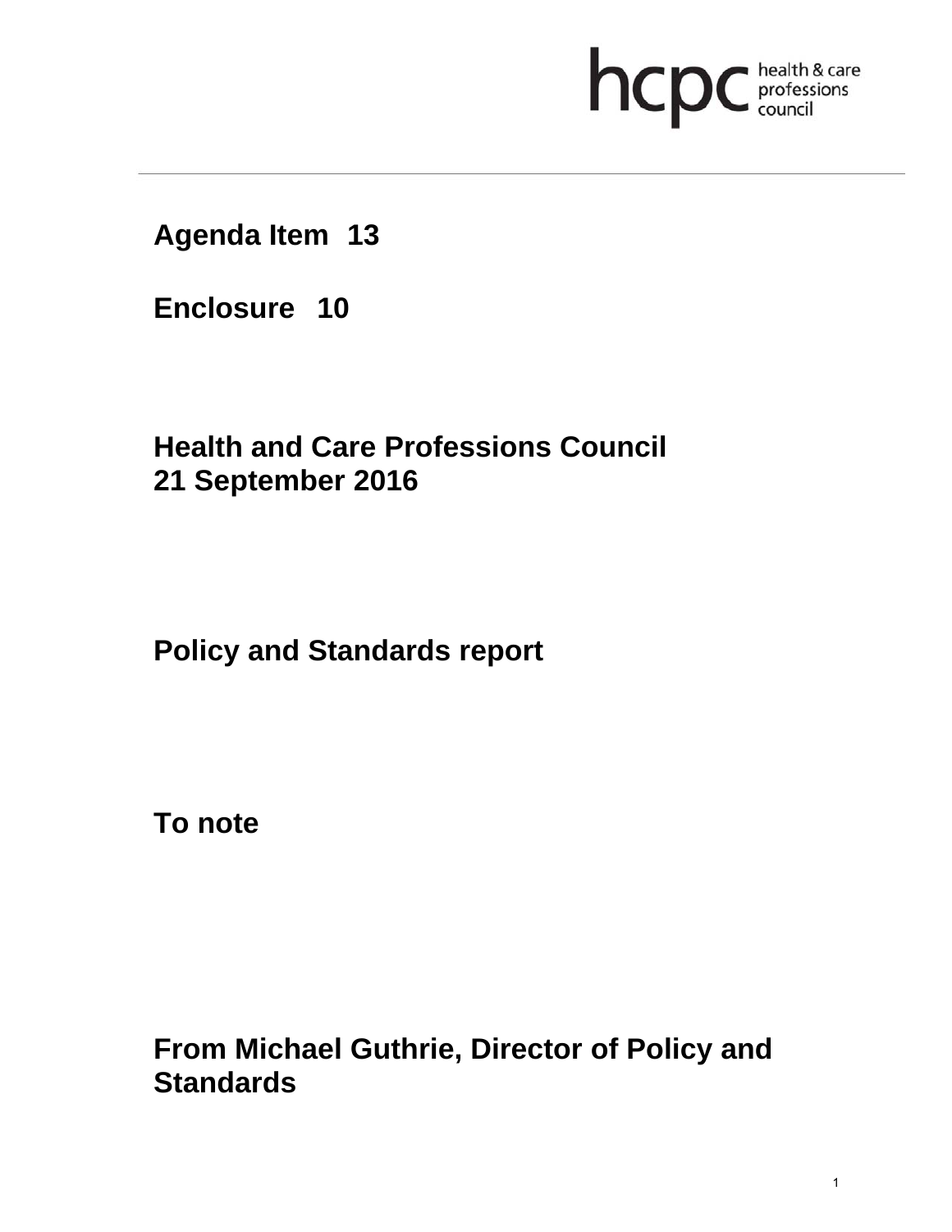**Agenda Item 13**

**Enclosure 10**

**Health and Care Professions Council**
**21 September 2016**

**Policy and Standards report**

**To note**

**From Michael Guthrie, Director of Policy and Standards**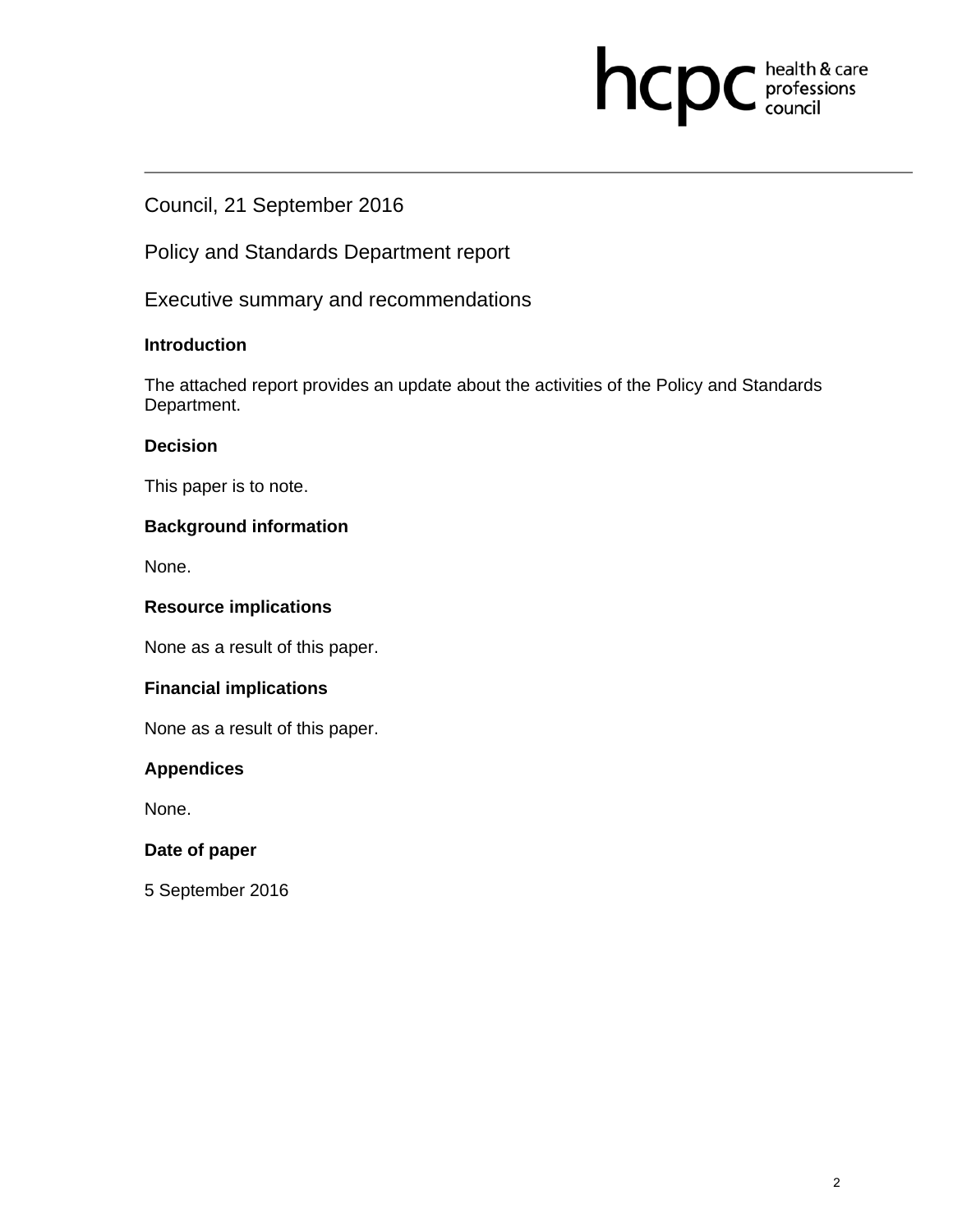Council, 21 September 2016

Policy and Standards Department report

Executive summary and recommendations

**Introduction**

The attached report provides an update about the activities of the Policy and Standards Department.

**Decision**

This paper is to note.

**Background information**

None.

**Resource implications**

None as a result of this paper.

**Financial implications**

None as a result of this paper.

**Appendices**

None.

**Date of paper**

5 September 2016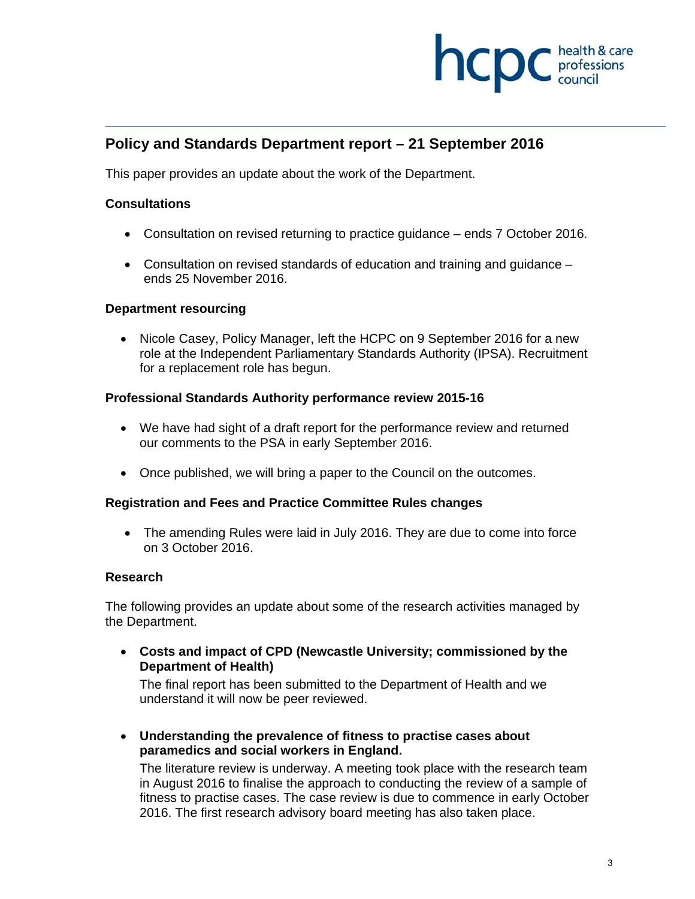## Policy and Standards Department report – 21 September 2016

This paper provides an update about the work of the Department.

### Consultations

- Consultation on revised returning to practice guidance – ends 7 October 2016.
- Consultation on revised standards of education and training and guidance – ends 25 November 2016.

### Department resourcing

- Nicole Casey, Policy Manager, left the HCPC on 9 September 2016 for a new role at the Independent Parliamentary Standards Authority (IPSA). Recruitment for a replacement role has begun.

### Professional Standards Authority performance review 2015-16

- We have had sight of a draft report for the performance review and returned our comments to the PSA in early September 2016.
- Once published, we will bring a paper to the Council on the outcomes.

### Registration and Fees and Practice Committee Rules changes

- The amending Rules were laid in July 2016. They are due to come into force on 3 October 2016.

### Research

The following provides an update about some of the research activities managed by the Department.

- **Costs and impact of CPD (Newcastle University; commissioned by the Department of Health)**

  The final report has been submitted to the Department of Health and we understand it will now be peer reviewed.

- **Understanding the prevalence of fitness to practise cases about paramedics and social workers in England.**

  The literature review is underway. A meeting took place with the research team in August 2016 to finalise the approach to conducting the review of a sample of fitness to practise cases. The case review is due to commence in early October 2016. The first research advisory board meeting has also taken place.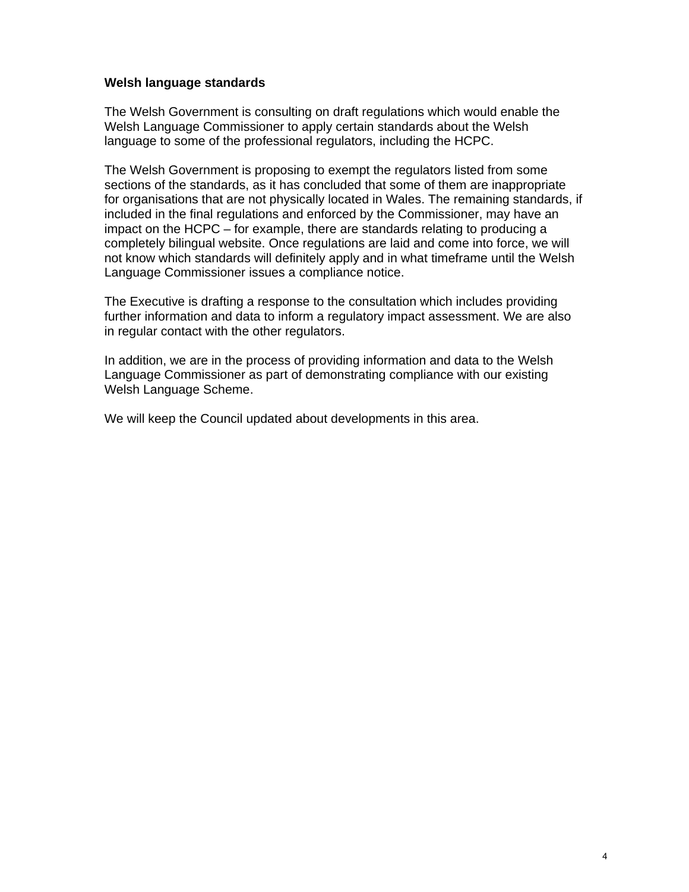**Welsh language standards**

The Welsh Government is consulting on draft regulations which would enable the Welsh Language Commissioner to apply certain standards about the Welsh language to some of the professional regulators, including the HCPC.

The Welsh Government is proposing to exempt the regulators listed from some sections of the standards, as it has concluded that some of them are inappropriate for organisations that are not physically located in Wales. The remaining standards, if included in the final regulations and enforced by the Commissioner, may have an impact on the HCPC – for example, there are standards relating to producing a completely bilingual website. Once regulations are laid and come into force, we will not know which standards will definitely apply and in what timeframe until the Welsh Language Commissioner issues a compliance notice.

The Executive is drafting a response to the consultation which includes providing further information and data to inform a regulatory impact assessment. We are also in regular contact with the other regulators.

In addition, we are in the process of providing information and data to the Welsh Language Commissioner as part of demonstrating compliance with our existing Welsh Language Scheme.

We will keep the Council updated about developments in this area.